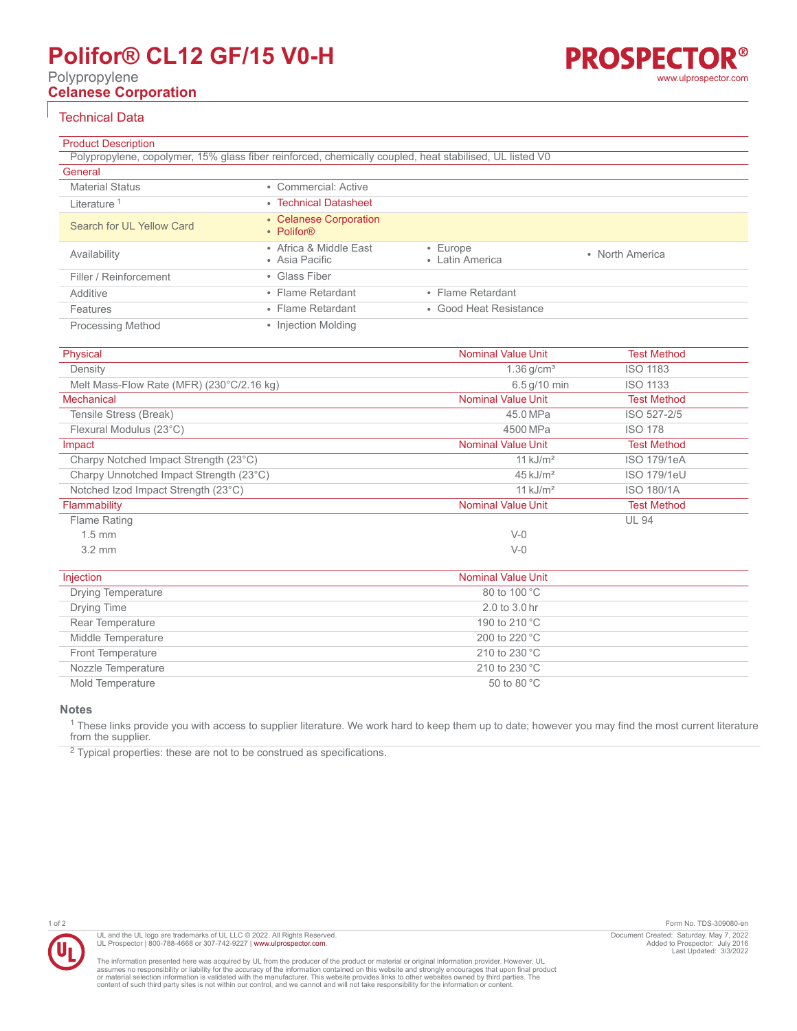# Polifor® CL12 GF/15 V0-H

Polypropylene

**Celanese Corporation**

## Technical Data

### Product Description

Polypropylene, copolymer, 15% glass fiber reinforced, chemically coupled, heat stabilised, UL listed V0

### General

| | | | |
|---|---|---|---|
| Material Status | • Commercial: Active | | |
| Literature [1] | • Technical Datasheet | | |
| Search for UL Yellow Card | • Celanese Corporation<br>• Polifor® | | |
| Availability | • Africa & Middle East<br>• Asia Pacific | • Europe<br>• Latin America | • North America |
| Filler / Reinforcement | • Glass Fiber | | |
| Additive | • Flame Retardant | • Flame Retardant | |
| Features | • Flame Retardant | • Good Heat Resistance | |
| Processing Method | • Injection Molding | | |

| Physical | Nominal Value Unit | Test Method |
|---|---|---|
| Density | 1.36 g/cm³ | ISO 1183 |
| Melt Mass-Flow Rate (MFR) (230°C/2.16 kg) | 6.5 g/10 min | ISO 1133 |
| **Mechanical** | **Nominal Value Unit** | **Test Method** |
| Tensile Stress (Break) | 45.0 MPa | ISO 527-2/5 |
| Flexural Modulus (23°C) | 4500 MPa | ISO 178 |
| **Impact** | **Nominal Value Unit** | **Test Method** |
| Charpy Notched Impact Strength (23°C) | 11 kJ/m² | ISO 179/1eA |
| Charpy Unnotched Impact Strength (23°C) | 45 kJ/m² | ISO 179/1eU |
| Notched Izod Impact Strength (23°C) | 11 kJ/m² | ISO 180/1A |
| **Flammability** | **Nominal Value Unit** | **Test Method** |
| Flame Rating | | UL 94 |
| 1.5 mm | V-0 | |
| 3.2 mm | V-0 | |

| Injection | Nominal Value Unit |
|---|---|
| Drying Temperature | 80 to 100 °C |
| Drying Time | 2.0 to 3.0 hr |
| Rear Temperature | 190 to 210 °C |
| Middle Temperature | 200 to 220 °C |
| Front Temperature | 210 to 230 °C |
| Nozzle Temperature | 210 to 230 °C |
| Mold Temperature | 50 to 80 °C |

### Notes

[1] These links provide you with access to supplier literature. We work hard to keep them up to date; however you may find the most current literature from the supplier.

[2] Typical properties: these are not to be construed as specifications.

UL and the UL logo are trademarks of UL LLC © 2022. All Rights Reserved.
UL Prospector | 800-788-4668 or 307-742-9227 | www.ulprospector.com.

The information presented here was acquired by UL from the producer of the product or material or original information provider. However, UL assumes no responsibility or liability for the accuracy of the information contained on this website and strongly encourages that upon final product or material selection information is validated with the manufacturer. This website provides links to other websites owned by third parties. The content of such third party sites is not within our control, and we cannot and will not take responsibility for the information or content.

Form No. TDS-309080-en
Document Created: Saturday, May 7, 2022
Added to Prospector: July 2016
Last Updated: 3/3/2022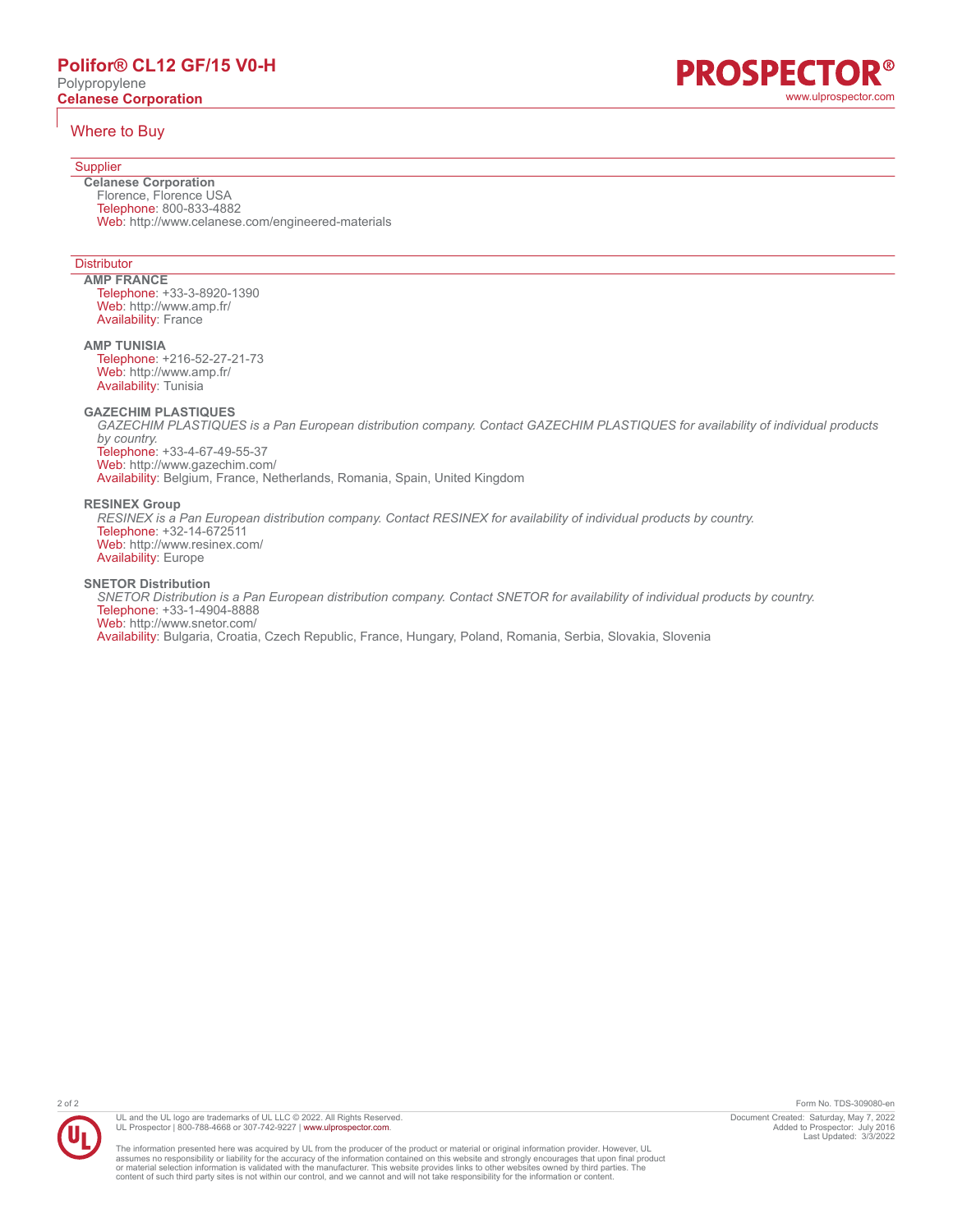## Where to Buy

### Supplier

**Celanese Corporation**
Florence, Florence USA
Telephone: 800-833-4882
Web: http://www.celanese.com/engineered-materials

### Distributor

**AMP FRANCE**
Telephone: +33-3-8920-1390
Web: http://www.amp.fr/
Availability: France

**AMP TUNISIA**
Telephone: +216-52-27-21-73
Web: http://www.amp.fr/
Availability: Tunisia

**GAZECHIM PLASTIQUES**
*GAZECHIM PLASTIQUES is a Pan European distribution company. Contact GAZECHIM PLASTIQUES for availability of individual products by country.*
Telephone: +33-4-67-49-55-37
Web: http://www.gazechim.com/
Availability: Belgium, France, Netherlands, Romania, Spain, United Kingdom

**RESINEX Group**
*RESINEX is a Pan European distribution company. Contact RESINEX for availability of individual products by country.*
Telephone: +32-14-672511
Web: http://www.resinex.com/
Availability: Europe

**SNETOR Distribution**
*SNETOR Distribution is a Pan European distribution company. Contact SNETOR for availability of individual products by country.*
Telephone: +33-1-4904-8888
Web: http://www.snetor.com/
Availability: Bulgaria, Croatia, Czech Republic, France, Hungary, Poland, Romania, Serbia, Slovakia, Slovenia